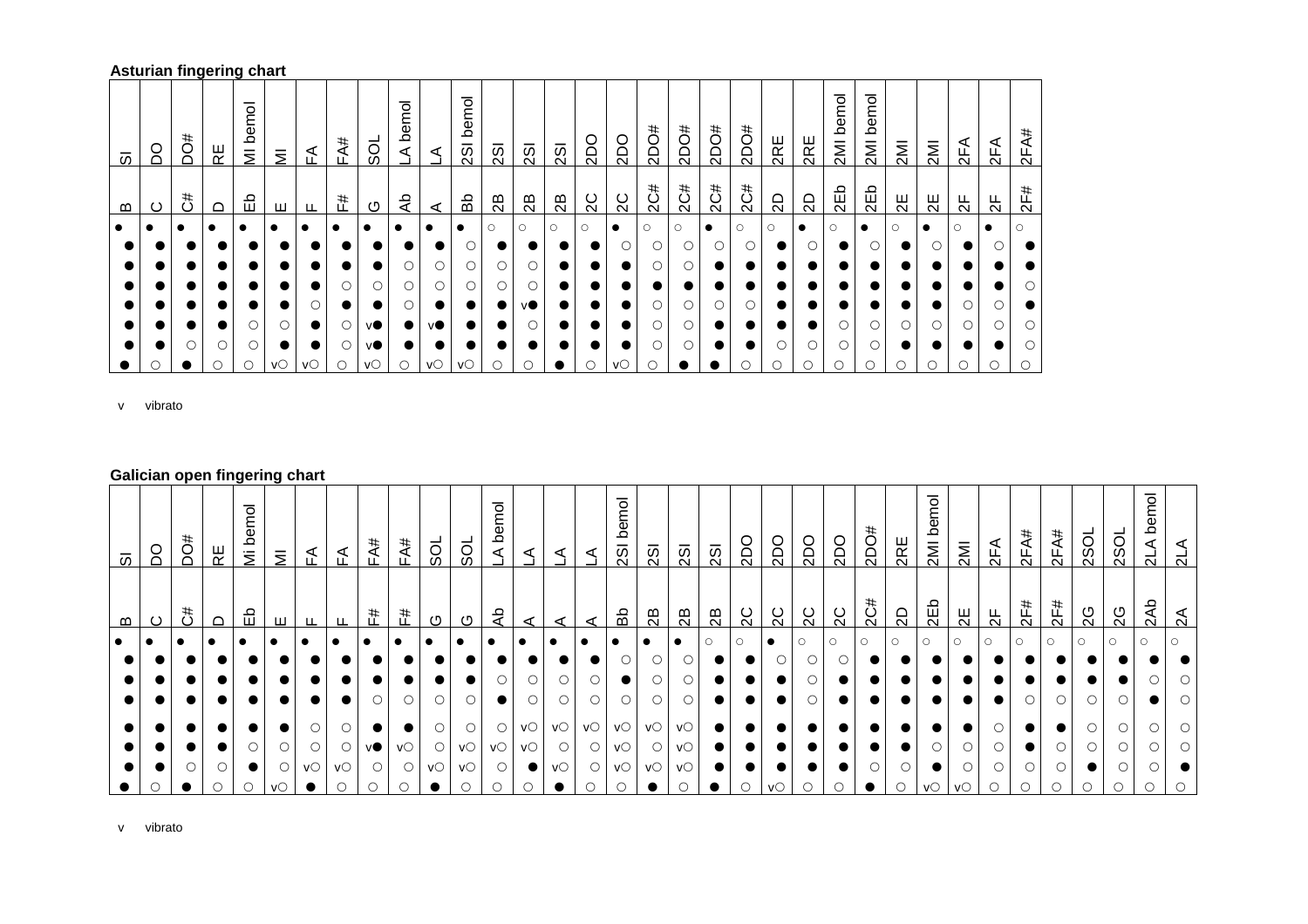**Asturian fingering chart**

| SI | DO | DO# | RE | MI bemol | MI | FA | FA# | SOL | LA bemol | LA | 2SI bemol | 2SI | 2SI | 2SI | 2DO | 2DO | 2DO# | 2DO# | 2DO# | 2DO# | 2RE | 2RE | 2MI bemol | 2MI bemol | 2MI | 2MI | 2FA | 2FA | 2FA# |
|---|---|---|---|---|---|---|---|---|---|---|---|---|---|---|---|---|---|---|---|---|---|---|---|---|---|---|---|---|---|
| B | C | C# | D | Eb | E | F | F# | G | Ab | A | Bb | 2B | 2B | 2B | 2C | 2C | 2C# | 2C# | 2C# | 2C# | 2D | 2D | 2Eb | 2Eb | 2E | 2E | 2F | 2F | 2F# |
| ● | ● | ● | ● | ● | ● | ● | ● | ● | ● | ● | ● | ○ | ○ | ○ | ○ | ● | ○ | ○ | ● | ○ | ○ | ● | ○ | ● | ○ | ● | ○ | ● | ○ |
| ● | ● | ● | ● | ● | ● | ● | ● | ● | ● | ● | ○ | ● | ● | ● | ● | ○ | ○ | ○ | ○ | ○ | ● | ○ | ● | ○ | ● | ○ | ● | ○ | ● |
| ● | ● | ● | ● | ● | ● | ● | ● | ● | ○ | ○ | ○ | ○ | ○ | ● | ● | ● | ○ | ○ | ● | ● | ● | ● | ● | ● | ● | ● | ● | ● | ● |
| ● | ● | ● | ● | ● | ● | ● | ○ | ○ | ○ | ○ | ○ | ○ | ○ | ● | ● | ● | ● | ● | ● | ● | ● | ● | ● | ● | ● | ● | ● | ● | ○ |
| ● | ● | ● | ● | ● | ● | ○ | ● | ● | ○ | ● | ● | ● | v● | ● | ● | ● | ○ | ○ | ○ | ○ | ● | ● | ● | ● | ● | ● | ○ | ○ | ● |
| ● | ● | ● | ● | ○ | ○ | ● | ○ | v● | ● | v● | ● | ● | ○ | ● | ● | ● | ○ | ○ | ● | ● | ● | ● | ○ | ○ | ○ | ○ | ○ | ○ | ○ |
| ● | ● | ○ | ○ | ○ | ● | ● | ○ | v● | ● | ● | ● | ● | ● | ● | ● | ● | ○ | ○ | ● | ● | ○ | ○ | ○ | ○ | ● | ● | ● | ● | ○ |
| ● | ○ | ● | ○ | ○ | v○ | v○ | ○ | v○ | ○ | v○ | v○ | ○ | ○ | ● | ○ | v○ | ○ | ● | ● | ○ | ○ | ○ | ○ | ○ | ○ | ○ | ○ | ○ | ○ |

v vibrato

**Galician open fingering chart**

| SI | DO | DO# | RE | Mi bemol | MI | FA | FA | FA# | FA# | SOL | SOL | LA bemol | LA | LA | LA | 2SI bemol | 2SI | 2SI | 2SI | 2DO | 2DO | 2DO | 2DO | 2DO# | 2RE | 2MI bemol | 2MI | 2FA | 2FA# | 2FA# | 2SOL | 2SOL | 2LA bemol | 2LA |
|---|---|---|---|---|---|---|---|---|---|---|---|---|---|---|---|---|---|---|---|---|---|---|---|---|---|---|---|---|---|---|---|---|---|---|
| B | C | C# | D | Eb | E | F | F | F# | F# | G | G | Ab | A | A | A | Bb | 2B | 2B | 2B | 2C | 2C | 2C | 2C | 2C# | 2D | 2Eb | 2E | 2F | 2F# | 2F# | 2G | 2G | 2Ab | 2A |
| ● | ● | ● | ● | ● | ● | ● | ● | ● | ● | ● | ● | ● | ● | ● | ● | ● | ● | ● | ○ | ○ | ● | ○ | ○ | ○ | ○ | ○ | ○ | ○ | ○ | ○ | ○ | ○ | ○ | ○ |
| ● | ● | ● | ● | ● | ● | ● | ● | ● | ● | ● | ● | ● | ● | ● | ● | ○ | ○ | ○ | ● | ● | ○ | ○ | ○ | ● | ● | ● | ● | ● | ● | ● | ● | ● | ● | ● |
| ● | ● | ● | ● | ● | ● | ● | ● | ● | ● | ● | ● | ○ | ○ | ○ | ○ | ● | ○ | ○ | ● | ● | ● | ○ | ● | ● | ● | ● | ● | ● | ● | ● | ● | ● | ○ | ○ |
| ● | ● | ● | ● | ● | ● | ● | ● | ○ | ○ | ○ | ○ | ● | ○ | ○ | ○ | ○ | ○ | ○ | ● | ● | ● | ○ | ● | ● | ● | ● | ● | ● | ○ | ○ | ○ | ○ | ● | ○ |
| ● | ● | ● | ● | ● | ● | ○ | ○ | ● | ● | ○ | ○ | ○ | v○ | v○ | v○ | v○ | v○ | v○ | ● | ● | ● | ● | ● | ● | ● | ● | ● | ○ | ● | ● | ○ | ○ | ○ | ○ |
| ● | ● | ● | ● | ○ | ○ | ○ | ○ | v● | v○ | ○ | v○ | v○ | v○ | ○ | ○ | v○ | ○ | v○ | ● | ● | ● | ● | ● | ● | ● | ○ | ○ | ○ | ● | ○ | ○ | ○ | ○ | ○ |
| ● | ● | ○ | ○ | ● | ○ | v○ | v○ | ○ | ○ | v○ | v○ | ○ | ● | v○ | ○ | v○ | v○ | v○ | ● | ● | ● | ● | ● | ○ | ○ | ● | ○ | ○ | ○ | ○ | ● | ○ | ○ | ● |
| ● | ○ | ● | ○ | ○ | v○ | ● | ○ | ○ | ○ | ● | ○ | ○ | ○ | ● | ○ | ○ | ● | ○ | ● | ○ | v○ | ○ | ○ | ● | ○ | v○ | v○ | ○ | ○ | ○ | ○ | ○ | ○ | ○ |

v vibrato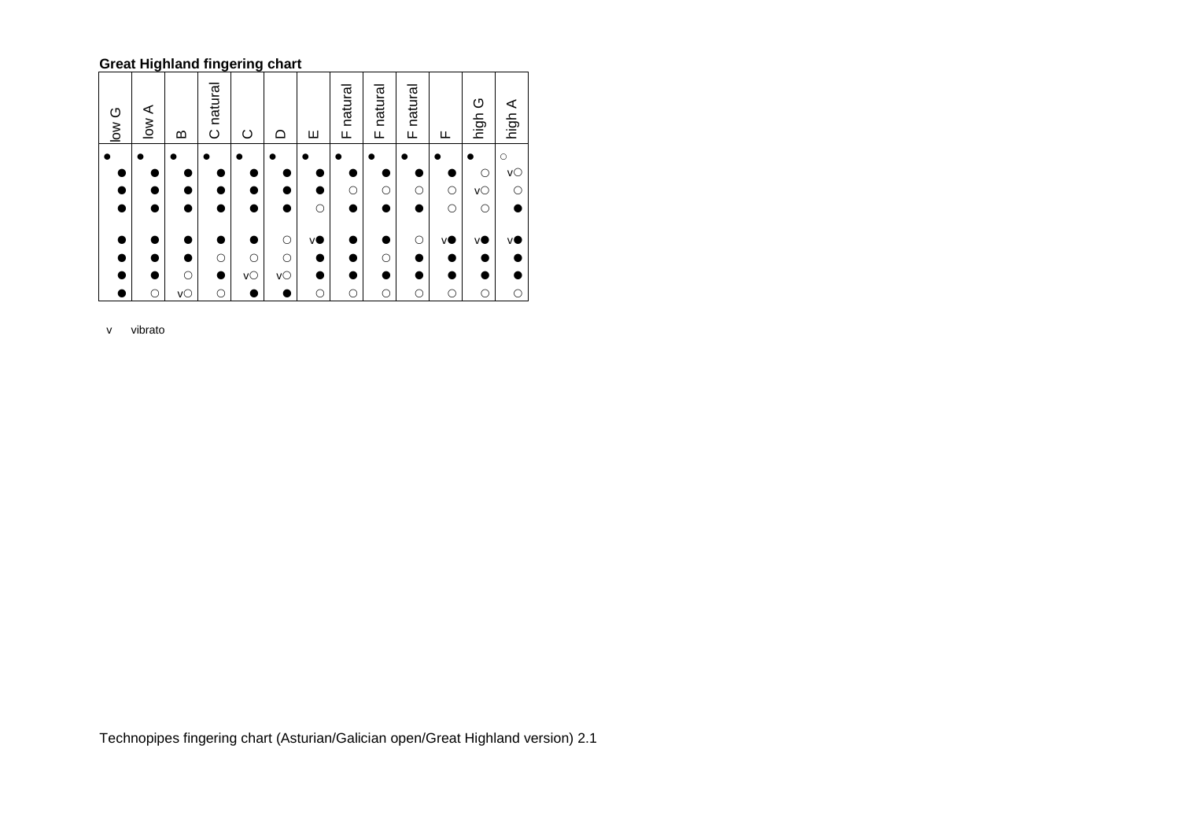**Great Highland fingering chart**

| low G | low A | B | C natural | C | D | E | F natural | F natural | F natural | F | high G | high A |
|---|---|---|---|---|---|---|---|---|---|---|---|---|
| ● | ● | ● | ● | ● | ● | ● | ● | ● | ● | ● | ● | ○ |
| ● | ● | ● | ● | ● | ● | ● | ● | ● | ● | ● | ○ | v○ |
| ● | ● | ● | ● | ● | ● | ● | ○ | ○ | ○ | ○ | v○ | ○ |
| ● | ● | ● | ● | ● | ● | ○ | ● | ● | ● | ○ | ○ | ● |
| ● | ● | ● | ● | ● | ○ | v● | ● | ● | ○ | v● | v● | v● |
| ● | ● | ● | ○ | ○ | ○ | ● | ● | ○ | ● | ● | ● | ● |
| ● | ● | ○ | ● | v○ | v○ | ● | ● | ● | ● | ● | ● | ● |
| ● | ○ | v○ | ○ | ● | ● | ○ | ○ | ○ | ○ | ○ | ○ | ○ |

v vibrato

Technopipes fingering chart (Asturian/Galician open/Great Highland version) 2.1